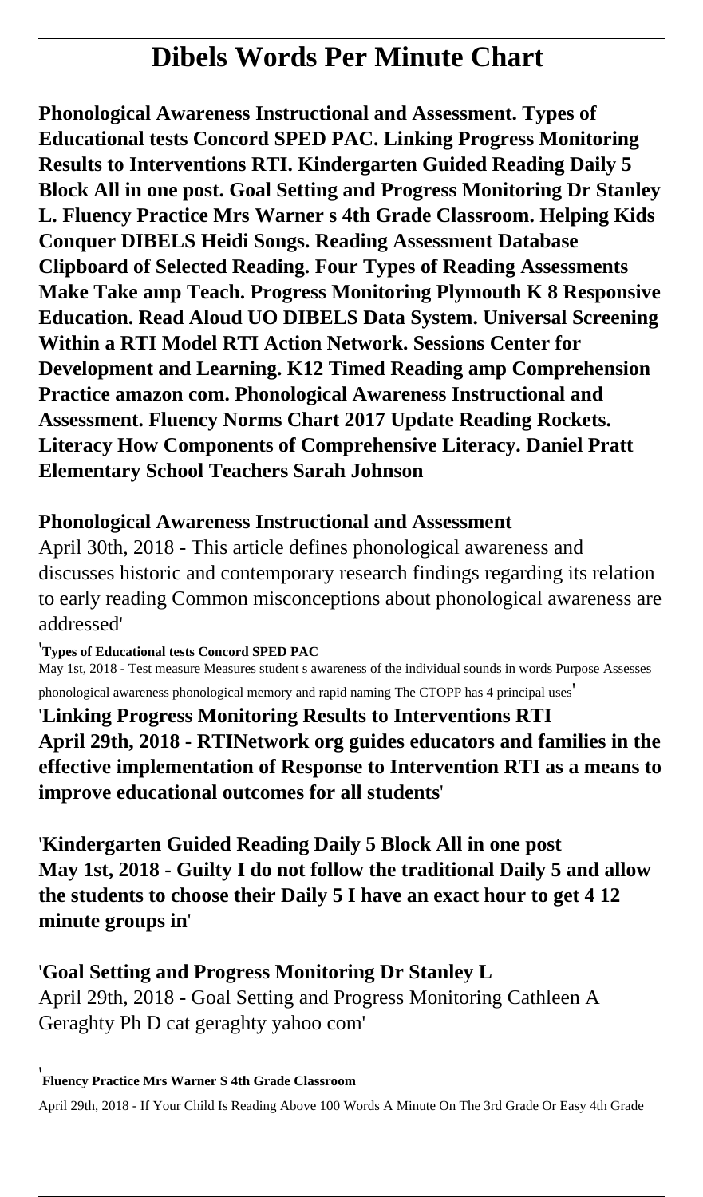# Dibels Words Per Minute Chart

**Phonological Awareness Instructional and Assessment. Types of Educational tests Concord SPED PAC. Linking Progress Monitoring Results to Interventions RTI. Kindergarten Guided Reading Daily 5 Block All in one post. Goal Setting and Progress Monitoring Dr Stanley L. Fluency Practice Mrs Warner s 4th Grade Classroom. Helping Kids Conquer DIBELS Heidi Songs. Reading Assessment Database Clipboard of Selected Reading. Four Types of Reading Assessments Make Take amp Teach. Progress Monitoring Plymouth K 8 Responsive Education. Read Aloud UO DIBELS Data System. Universal Screening Within a RTI Model RTI Action Network. Sessions Center for Development and Learning. K12 Timed Reading amp Comprehension Practice amazon com. Phonological Awareness Instructional and Assessment. Fluency Norms Chart 2017 Update Reading Rockets. Literacy How Components of Comprehensive Literacy. Daniel Pratt Elementary School Teachers Sarah Johnson**

### Phonological Awareness Instructional and Assessment

April 30th, 2018 - This article defines phonological awareness and discusses historic and contemporary research findings regarding its relation to early reading Common misconceptions about phonological awareness are addressed'

'**Types of Educational tests Concord SPED PAC**

May 1st, 2018 - Test measure Measures student s awareness of the individual sounds in words Purpose Assesses phonological awareness phonological memory and rapid naming The CTOPP has 4 principal uses'

'**Linking Progress Monitoring Results to Interventions RTI**

**April 29th, 2018 - RTINetwork org guides educators and families in the effective implementation of Response to Intervention RTI as a means to improve educational outcomes for all students**'

'**Kindergarten Guided Reading Daily 5 Block All in one post**

**May 1st, 2018 - Guilty I do not follow the traditional Daily 5 and allow the students to choose their Daily 5 I have an exact hour to get 4 12 minute groups in**'

'**Goal Setting and Progress Monitoring Dr Stanley L**

April 29th, 2018 - Goal Setting and Progress Monitoring Cathleen A Geraghty Ph D cat geraghty yahoo com'

'**Fluency Practice Mrs Warner S 4th Grade Classroom**

April 29th, 2018 - If Your Child Is Reading Above 100 Words A Minute On The 3rd Grade Or Easy 4th Grade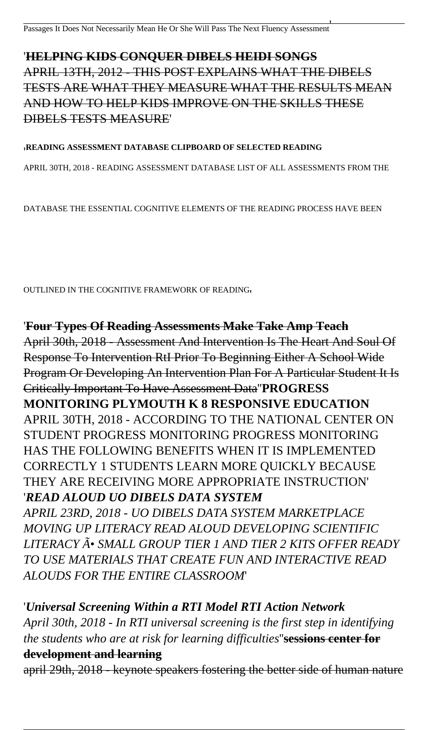Passages It Does Not Necessarily Mean He Or She Will Pass The Next Fluency Assessment'

'**HELPING KIDS CONQUER DIBELS HEIDI SONGS**
APRIL 13TH, 2012 - THIS POST EXPLAINS WHAT THE DIBELS TESTS ARE WHAT THEY MEASURE WHAT THE RESULTS MEAN AND HOW TO HELP KIDS IMPROVE ON THE SKILLS THESE DIBELS TESTS MEASURE'

'**READING ASSESSMENT DATABASE CLIPBOARD OF SELECTED READING**

APRIL 30TH, 2018 - READING ASSESSMENT DATABASE LIST OF ALL ASSESSMENTS FROM THE DATABASE THE ESSENTIAL COGNITIVE ELEMENTS OF THE READING PROCESS HAVE BEEN OUTLINED IN THE COGNITIVE FRAMEWORK OF READING'

'**Four Types Of Reading Assessments Make Take Amp Teach**
April 30th, 2018 - Assessment And Intervention Is The Heart And Soul Of Response To Intervention RtI Prior To Beginning Either A School Wide Program Or Developing An Intervention Plan For A Particular Student It Is Critically Important To Have Assessment Data''**PROGRESS MONITORING PLYMOUTH K 8 RESPONSIVE EDUCATION**
APRIL 30TH, 2018 - ACCORDING TO THE NATIONAL CENTER ON STUDENT PROGRESS MONITORING PROGRESS MONITORING HAS THE FOLLOWING BENEFITS WHEN IT IS IMPLEMENTED CORRECTLY 1 STUDENTS LEARN MORE QUICKLY BECAUSE THEY ARE RECEIVING MORE APPROPRIATE INSTRUCTION'
'***READ ALOUD UO DIBELS DATA SYSTEM***
*APRIL 23RD, 2018 - UO DIBELS DATA SYSTEM MARKETPLACE MOVING UP LITERACY READ ALOUD DEVELOPING SCIENTIFIC LITERACY Ã• SMALL GROUP TIER 1 AND TIER 2 KITS OFFER READY TO USE MATERIALS THAT CREATE FUN AND INTERACTIVE READ ALOUDS FOR THE ENTIRE CLASSROOM*'

'***Universal Screening Within a RTI Model RTI Action Network***
*April 30th, 2018 - In RTI universal screening is the first step in identifying the students who are at risk for learning difficulties*''**sessions center for development and learning**
april 29th, 2018 - keynote speakers fostering the better side of human nature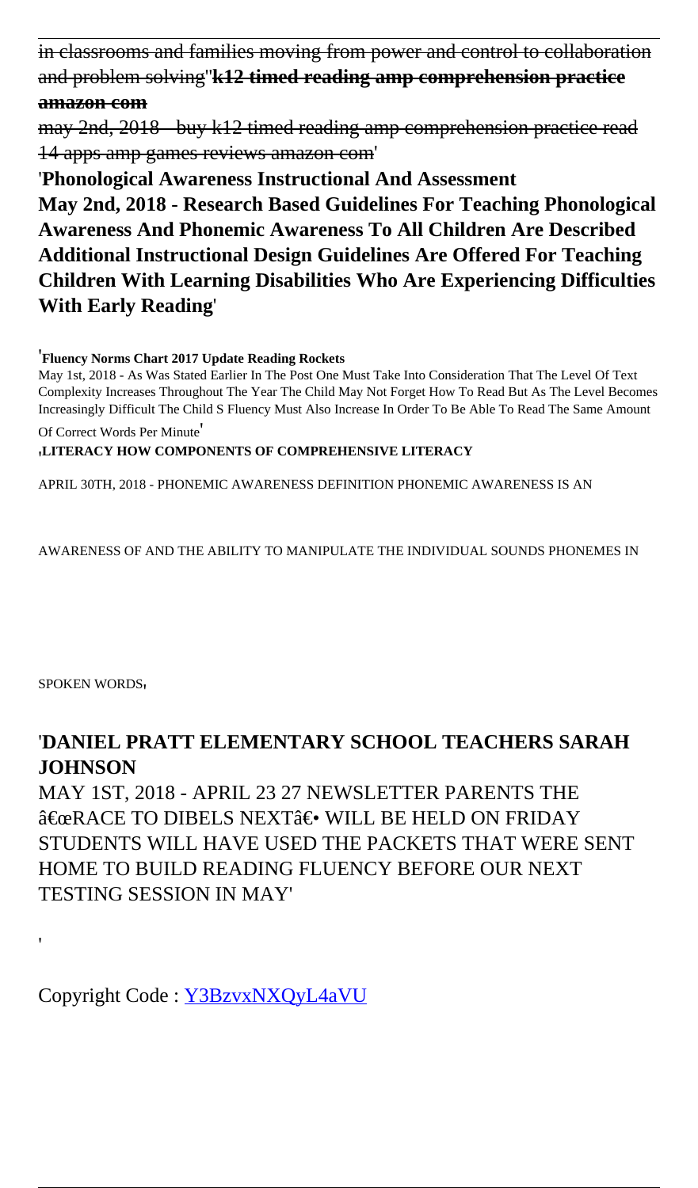in classrooms and families moving from power and control to collaboration and problem solving''**k12 timed reading amp comprehension practice amazon com**

may 2nd, 2018 - buy k12 timed reading amp comprehension practice read 14 apps amp games reviews amazon com'

'**Phonological Awareness Instructional And Assessment**

**May 2nd, 2018 - Research Based Guidelines For Teaching Phonological Awareness And Phonemic Awareness To All Children Are Described Additional Instructional Design Guidelines Are Offered For Teaching Children With Learning Disabilities Who Are Experiencing Difficulties With Early Reading**'

'**Fluency Norms Chart 2017 Update Reading Rockets**

May 1st, 2018 - As Was Stated Earlier In The Post One Must Take Into Consideration That The Level Of Text Complexity Increases Throughout The Year The Child May Not Forget How To Read But As The Level Becomes Increasingly Difficult The Child S Fluency Must Also Increase In Order To Be Able To Read The Same Amount Of Correct Words Per Minute'

'**LITERACY HOW COMPONENTS OF COMPREHENSIVE LITERACY**

APRIL 30TH, 2018 - PHONEMIC AWARENESS DEFINITION PHONEMIC AWARENESS IS AN AWARENESS OF AND THE ABILITY TO MANIPULATE THE INDIVIDUAL SOUNDS PHONEMES IN SPOKEN WORDS'

'**DANIEL PRATT ELEMENTARY SCHOOL TEACHERS SARAH JOHNSON**

MAY 1ST, 2018 - APRIL 23 27 NEWSLETTER PARENTS THE â€œRACE TO DIBELS NEXTâ€• WILL BE HELD ON FRIDAY STUDENTS WILL HAVE USED THE PACKETS THAT WERE SENT HOME TO BUILD READING FLUENCY BEFORE OUR NEXT TESTING SESSION IN MAY'

'

Copyright Code : Y3BzvxNXQyL4aVU